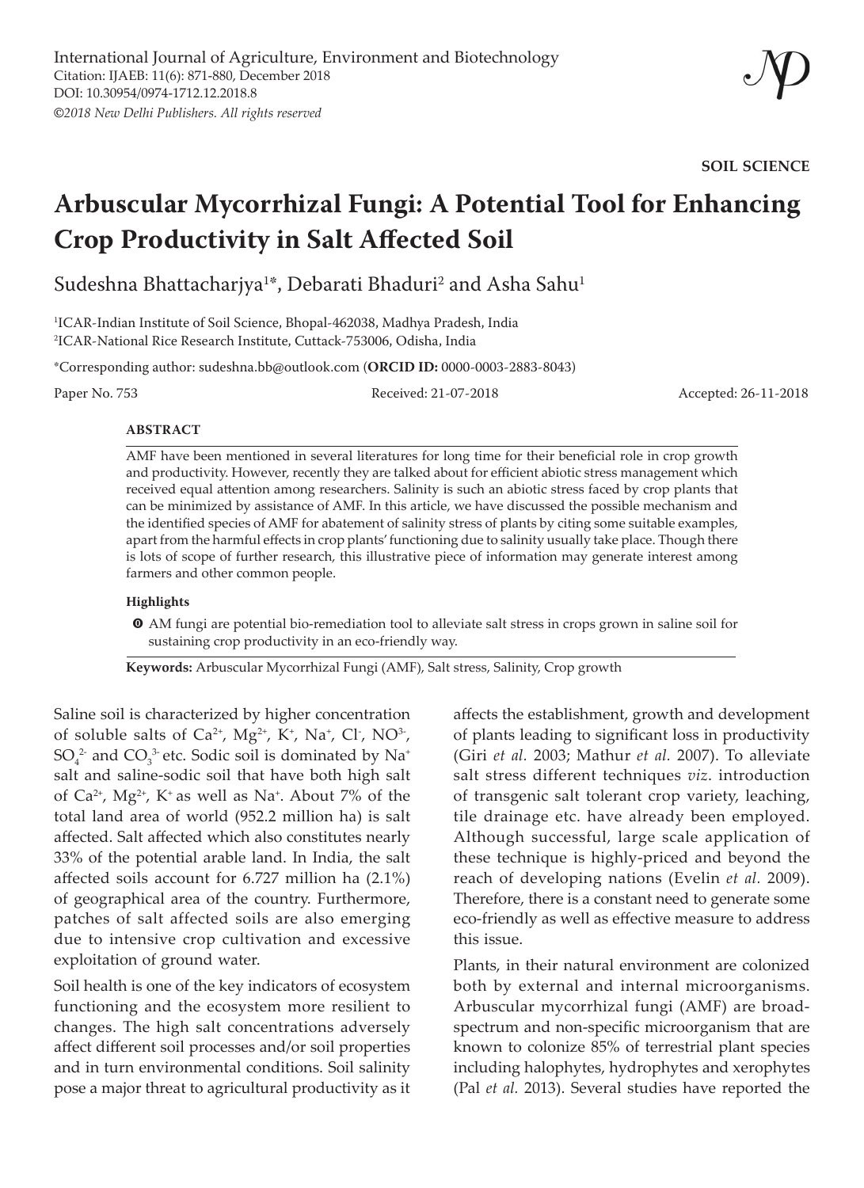International Journal of Agriculture, Environment and Biotechnology
Citation: IJAEB: 11(6): 871-880, December 2018
DOI: 10.30954/0974-1712.12.2018.8
*©2018 New Delhi Publishers. All rights reserved*

**SOIL SCIENCE**

# Arbuscular Mycorrhizal Fungi: A Potential Tool for Enhancing Crop Productivity in Salt Affected Soil

Sudeshna Bhattacharjya[1*], Debarati Bhaduri[2] and Asha Sahu[1]

[1]ICAR-Indian Institute of Soil Science, Bhopal-462038, Madhya Pradesh, India
[2]ICAR-National Rice Research Institute, Cuttack-753006, Odisha, India

*Corresponding author: sudeshna.bb@outlook.com (**ORCID ID:** 0000-0003-2883-8043)

Paper No. 753 Received: 21-07-2018 Accepted: 26-11-2018

## ABSTRACT

AMF have been mentioned in several literatures for long time for their beneficial role in crop growth and productivity. However, recently they are talked about for efficient abiotic stress management which received equal attention among researchers. Salinity is such an abiotic stress faced by crop plants that can be minimized by assistance of AMF. In this article, we have discussed the possible mechanism and the identified species of AMF for abatement of salinity stress of plants by citing some suitable examples, apart from the harmful effects in crop plants' functioning due to salinity usually take place. Though there is lots of scope of further research, this illustrative piece of information may generate interest among farmers and other common people.

### Highlights

- AM fungi are potential bio-remediation tool to alleviate salt stress in crops grown in saline soil for sustaining crop productivity in an eco-friendly way.

**Keywords:** Arbuscular Mycorrhizal Fungi (AMF), Salt stress, Salinity, Crop growth

Saline soil is characterized by higher concentration of soluble salts of $Ca^{2+}$, $Mg^{2+}$, $K^{+}$, $Na^{+}$, $Cl^{-}$, $NO^{3-}$, $SO_4^{2-}$ and $CO_3^{3-}$ etc. Sodic soil is dominated by $Na^{+}$ salt and saline-sodic soil that have both high salt of $Ca^{2+}$, $Mg^{2+}$, $K^{+}$ as well as $Na^{+}$. About 7% of the total land area of world (952.2 million ha) is salt affected. Salt affected which also constitutes nearly 33% of the potential arable land. In India, the salt affected soils account for 6.727 million ha (2.1%) of geographical area of the country. Furthermore, patches of salt affected soils are also emerging due to intensive crop cultivation and excessive exploitation of ground water.

Soil health is one of the key indicators of ecosystem functioning and the ecosystem more resilient to changes. The high salt concentrations adversely affect different soil processes and/or soil properties and in turn environmental conditions. Soil salinity pose a major threat to agricultural productivity as it affects the establishment, growth and development of plants leading to significant loss in productivity (Giri *et al.* 2003; Mathur *et al.* 2007). To alleviate salt stress different techniques *viz*. introduction of transgenic salt tolerant crop variety, leaching, tile drainage etc. have already been employed. Although successful, large scale application of these technique is highly-priced and beyond the reach of developing nations (Evelin *et al.* 2009). Therefore, there is a constant need to generate some eco-friendly as well as effective measure to address this issue.

Plants, in their natural environment are colonized both by external and internal microorganisms. Arbuscular mycorrhizal fungi (AMF) are broad-spectrum and non-specific microorganism that are known to colonize 85% of terrestrial plant species including halophytes, hydrophytes and xerophytes (Pal *et al.* 2013). Several studies have reported the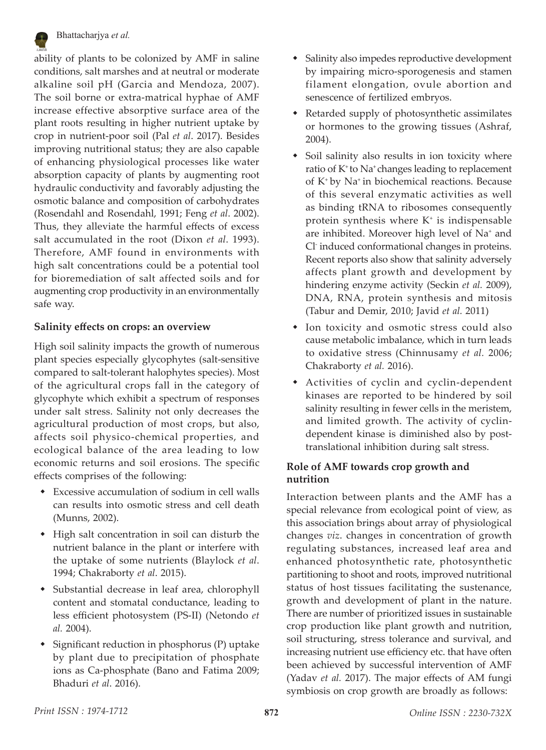ability of plants to be colonized by AMF in saline conditions, salt marshes and at neutral or moderate alkaline soil pH (Garcia and Mendoza, 2007). The soil borne or extra-matrical hyphae of AMF increase effective absorptive surface area of the plant roots resulting in higher nutrient uptake by crop in nutrient-poor soil (Pal *et al*. 2017). Besides improving nutritional status; they are also capable of enhancing physiological processes like water absorption capacity of plants by augmenting root hydraulic conductivity and favorably adjusting the osmotic balance and composition of carbohydrates (Rosendahl and Rosendahl, 1991; Feng *et al*. 2002). Thus, they alleviate the harmful effects of excess salt accumulated in the root (Dixon *et al*. 1993). Therefore, AMF found in environments with high salt concentrations could be a potential tool for bioremediation of salt affected soils and for augmenting crop productivity in an environmentally safe way.

## Salinity effects on crops: an overview

High soil salinity impacts the growth of numerous plant species especially glycophytes (salt-sensitive compared to salt-tolerant halophytes species). Most of the agricultural crops fall in the category of glycophyte which exhibit a spectrum of responses under salt stress. Salinity not only decreases the agricultural production of most crops, but also, affects soil physico-chemical properties, and ecological balance of the area leading to low economic returns and soil erosions. The specific effects comprises of the following:

- Excessive accumulation of sodium in cell walls can results into osmotic stress and cell death (Munns, 2002).
- High salt concentration in soil can disturb the nutrient balance in the plant or interfere with the uptake of some nutrients (Blaylock *et al*. 1994; Chakraborty *et al*. 2015).
- Substantial decrease in leaf area, chlorophyll content and stomatal conductance, leading to less efficient photosystem (PS-II) (Netondo *et al.* 2004).
- Significant reduction in phosphorus (P) uptake by plant due to precipitation of phosphate ions as Ca-phosphate (Bano and Fatima 2009; Bhaduri *et al*. 2016).
- Salinity also impedes reproductive development by impairing micro-sporogenesis and stamen filament elongation, ovule abortion and senescence of fertilized embryos.
- Retarded supply of photosynthetic assimilates or hormones to the growing tissues (Ashraf, 2004).
- Soil salinity also results in ion toxicity where ratio of $K^+$ to $Na^+$ changes leading to replacement of $K^+$ by $Na^+$ in biochemical reactions. Because of this several enzymatic activities as well as binding tRNA to ribosomes consequently protein synthesis where $K^+$ is indispensable are inhibited. Moreover high level of $Na^+$ and $Cl^-$ induced conformational changes in proteins. Recent reports also show that salinity adversely affects plant growth and development by hindering enzyme activity (Seckin *et al.* 2009), DNA, RNA, protein synthesis and mitosis (Tabur and Demir, 2010; Javid *et al.* 2011)
- Ion toxicity and osmotic stress could also cause metabolic imbalance, which in turn leads to oxidative stress (Chinnusamy *et al.* 2006; Chakraborty *et al.* 2016).
- Activities of cyclin and cyclin-dependent kinases are reported to be hindered by soil salinity resulting in fewer cells in the meristem, and limited growth. The activity of cyclin-dependent kinase is diminished also by post-translational inhibition during salt stress.

## Role of AMF towards crop growth and nutrition

Interaction between plants and the AMF has a special relevance from ecological point of view, as this association brings about array of physiological changes *viz*. changes in concentration of growth regulating substances, increased leaf area and enhanced photosynthetic rate, photosynthetic partitioning to shoot and roots, improved nutritional status of host tissues facilitating the sustenance, growth and development of plant in the nature. There are number of prioritized issues in sustainable crop production like plant growth and nutrition, soil structuring, stress tolerance and survival, and increasing nutrient use efficiency etc. that have often been achieved by successful intervention of AMF (Yadav *et al.* 2017). The major effects of AM fungi symbiosis on crop growth are broadly as follows: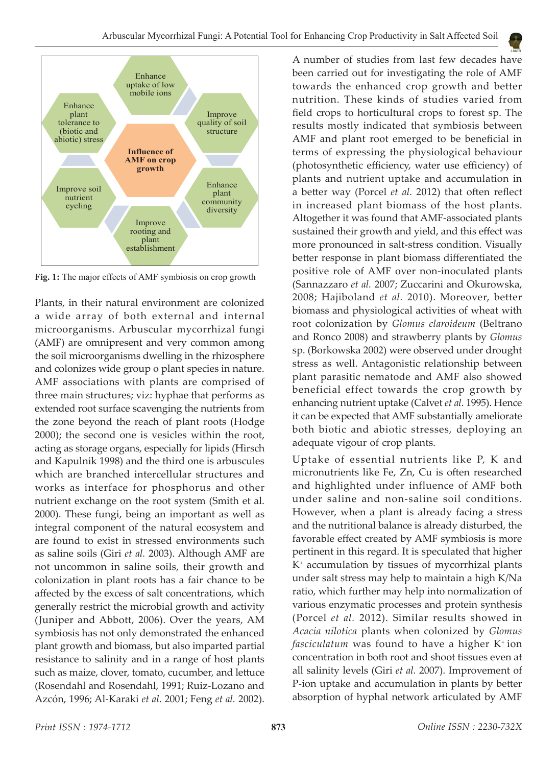Enhance uptake of low mobile ions

Improve quality of soil structure

Enhance plant tolerance to (biotic and abiotic) stress

**Influence of AMF on crop growth**

Enhance plant community diversity

Improve soil nutrient cycling

Improve rooting and plant establishment

**Fig. 1:** The major effects of AMF symbiosis on crop growth

Plants, in their natural environment are colonized a wide array of both external and internal microorganisms. Arbuscular mycorrhizal fungi (AMF) are omnipresent and very common among the soil microorganisms dwelling in the rhizosphere and colonizes wide group o plant species in nature. AMF associations with plants are comprised of three main structures; viz: hyphae that performs as extended root surface scavenging the nutrients from the zone beyond the reach of plant roots (Hodge 2000); the second one is vesicles within the root, acting as storage organs, especially for lipids (Hirsch and Kapulnik 1998) and the third one is arbuscules which are branched intercellular structures and works as interface for phosphorus and other nutrient exchange on the root system (Smith et al. 2000). These fungi, being an important as well as integral component of the natural ecosystem and are found to exist in stressed environments such as saline soils (Giri *et al.* 2003). Although AMF are not uncommon in saline soils, their growth and colonization in plant roots has a fair chance to be affected by the excess of salt concentrations, which generally restrict the microbial growth and activity (Juniper and Abbott, 2006). Over the years, AM symbiosis has not only demonstrated the enhanced plant growth and biomass, but also imparted partial resistance to salinity and in a range of host plants such as maize, clover, tomato, cucumber, and lettuce (Rosendahl and Rosendahl, 1991; Ruiz-Lozano and Azcón, 1996; Al-Karaki *et al.* 2001; Feng *et al.* 2002).

A number of studies from last few decades have been carried out for investigating the role of AMF towards the enhanced crop growth and better nutrition. These kinds of studies varied from field crops to horticultural crops to forest sp. The results mostly indicated that symbiosis between AMF and plant root emerged to be beneficial in terms of expressing the physiological behaviour (photosynthetic efficiency, water use efficiency) of plants and nutrient uptake and accumulation in a better way (Porcel *et al.* 2012) that often reflect in increased plant biomass of the host plants. Altogether it was found that AMF-associated plants sustained their growth and yield, and this effect was more pronounced in salt-stress condition. Visually better response in plant biomass differentiated the positive role of AMF over non-inoculated plants (Sannazzaro *et al.* 2007; Zuccarini and Okurowska, 2008; Hajiboland *et al.* 2010). Moreover, better biomass and physiological activities of wheat with root colonization by *Glomus claroideum* (Beltrano and Ronco 2008) and strawberry plants by *Glomus* sp. (Borkowska 2002) were observed under drought stress as well. Antagonistic relationship between plant parasitic nematode and AMF also showed beneficial effect towards the crop growth by enhancing nutrient uptake (Calvet *et al.* 1995). Hence it can be expected that AMF substantially ameliorate both biotic and abiotic stresses, deploying an adequate vigour of crop plants.

Uptake of essential nutrients like P, K and micronutrients like Fe, Zn, Cu is often researched and highlighted under influence of AMF both under saline and non-saline soil conditions. However, when a plant is already facing a stress and the nutritional balance is already disturbed, the favorable effect created by AMF symbiosis is more pertinent in this regard. It is speculated that higher $K^+$ accumulation by tissues of mycorrhizal plants under salt stress may help to maintain a high K/Na ratio, which further may help into normalization of various enzymatic processes and protein synthesis (Porcel *et al.* 2012). Similar results showed in *Acacia nilotica* plants when colonized by *Glomus fasciculatum* was found to have a higher $K^+$ ion concentration in both root and shoot tissues even at all salinity levels (Giri *et al.* 2007). Improvement of P-ion uptake and accumulation in plants by better absorption of hyphal network articulated by AMF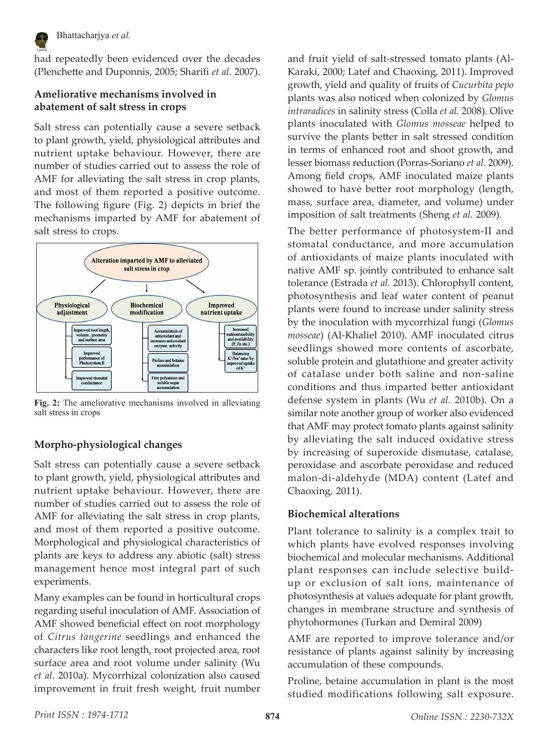had repeatedly been evidenced over the decades (Plenchette and Duponnis, 2005; Sharifi *et al.* 2007).

## Ameliorative mechanisms involved in abatement of salt stress in crops

Salt stress can potentially cause a severe setback to plant growth, yield, physiological attributes and nutrient uptake behaviour. However, there are number of studies carried out to assess the role of AMF for alleviating the salt stress in crop plants, and most of them reported a positive outcome. The following figure (Fig. 2) depicts in brief the mechanisms imparted by AMF for abatement of salt stress to crops.

Alteration imparted by AMF to alleviated salt stress in crop

- Physiological adjustment
  - Improved root length, volume, geometry and surface area
  - Improved performance of Photosystem II
  - Improved stomatal conductance
- Biochemical modification
  - Accumulation of antioxidant and increases antioxidant enzyme activity
  - Proline and betaine accumulation
  - Free polyamine and soluble sugar accumulation
- Improved nutrient uptake
  - Increased nutrient mobility and availability (P, Zn etc.)
  - Balancing $K^+/Na^+$ ratio by improved uptake of $K^+$

**Fig. 2:** The ameliorative mechanisms involved in alleviating salt stress in crops

## Morpho-physiological changes

Salt stress can potentially cause a severe setback to plant growth, yield, physiological attributes and nutrient uptake behaviour. However, there are number of studies carried out to assess the role of AMF for alleviating the salt stress in crop plants, and most of them reported a positive outcome. Morphological and physiological characteristics of plants are keys to address any abiotic (salt) stress management hence most integral part of such experiments.

Many examples can be found in horticultural crops regarding useful inoculation of AMF. Association of AMF showed beneficial effect on root morphology of *Citrus tangerine* seedlings and enhanced the characters like root length, root projected area, root surface area and root volume under salinity (Wu *et al.* 2010a). Mycorrhizal colonization also caused improvement in fruit fresh weight, fruit number and fruit yield of salt-stressed tomato plants (Al-Karaki, 2000; Latef and Chaoxing, 2011). Improved growth, yield and quality of fruits of *Cucurbita pepo* plants was also noticed when colonized by *Glomus intraradices* in salinity stress (Colla *et al.* 2008). Olive plants inoculated with *Glomus mosseae* helped to survive the plants better in salt stressed condition in terms of enhanced root and shoot growth, and lesser biomass reduction (Porras-Soriano *et al.* 2009). Among field crops, AMF inoculated maize plants showed to have better root morphology (length, mass, surface area, diameter, and volume) under imposition of salt treatments (Sheng *et al.* 2009).

The better performance of photosystem-II and stomatal conductance, and more accumulation of antioxidants of maize plants inoculated with native AMF sp. jointly contributed to enhance salt tolerance (Estrada *et al.* 2013). Chlorophyll content, photosynthesis and leaf water content of peanut plants were found to increase under salinity stress by the inoculation with mycorrhizal fungi (*Glomus mosseae*) (Al-Khaliel 2010). AMF inoculated citrus seedlings showed more contents of ascorbate, soluble protein and glutathione and greater activity of catalase under both saline and non-saline conditions and thus imparted better antioxidant defense system in plants (Wu *et al.* 2010b). On a similar note another group of worker also evidenced that AMF may protect tomato plants against salinity by alleviating the salt induced oxidative stress by increasing of superoxide dismutase, catalase, peroxidase and ascorbate peroxidase and reduced malon-di-aldehyde (MDA) content (Latef and Chaoxing, 2011).

## Biochemical alterations

Plant tolerance to salinity is a complex trait to which plants have evolved responses involving biochemical and molecular mechanisms. Additional plant responses can include selective build-up or exclusion of salt ions, maintenance of photosynthesis at values adequate for plant growth, changes in membrane structure and synthesis of phytohormones (Turkan and Demiral 2009)

AMF are reported to improve tolerance and/or resistance of plants against salinity by increasing accumulation of these compounds.

Proline, betaine accumulation in plant is the most studied modifications following salt exposure.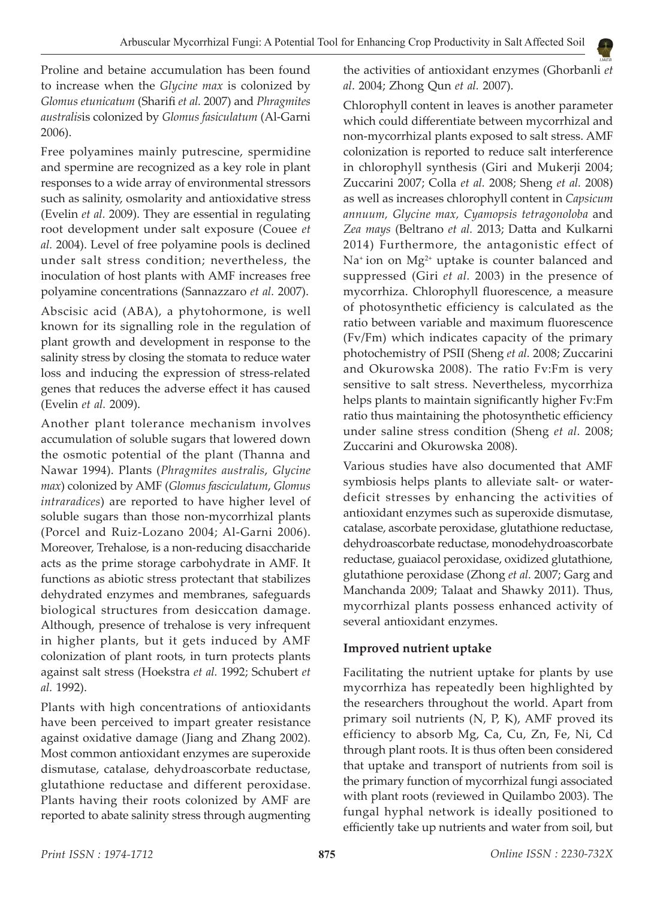Proline and betaine accumulation has been found to increase when the *Glycine max* is colonized by *Glomus etunicatum* (Sharifi *et al.* 2007) and *Phragmites australis*is colonized by *Glomus fasiculatum* (Al-Garni 2006).

Free polyamines mainly putrescine, spermidine and spermine are recognized as a key role in plant responses to a wide array of environmental stressors such as salinity, osmolarity and antioxidative stress (Evelin *et al.* 2009). They are essential in regulating root development under salt exposure (Couee *et al.* 2004). Level of free polyamine pools is declined under salt stress condition; nevertheless, the inoculation of host plants with AMF increases free polyamine concentrations (Sannazzaro *et al.* 2007).

Abscisic acid (ABA), a phytohormone, is well known for its signalling role in the regulation of plant growth and development in response to the salinity stress by closing the stomata to reduce water loss and inducing the expression of stress-related genes that reduces the adverse effect it has caused (Evelin *et al.* 2009).

Another plant tolerance mechanism involves accumulation of soluble sugars that lowered down the osmotic potential of the plant (Thanna and Nawar 1994). Plants (*Phragmites australis*, *Glycine max*) colonized by AMF (*Glomus fasciculatum*, *Glomus intraradices*) are reported to have higher level of soluble sugars than those non-mycorrhizal plants (Porcel and Ruiz-Lozano 2004; Al-Garni 2006). Moreover, Trehalose, is a non-reducing disaccharide acts as the prime storage carbohydrate in AMF. It functions as abiotic stress protectant that stabilizes dehydrated enzymes and membranes, safeguards biological structures from desiccation damage. Although, presence of trehalose is very infrequent in higher plants, but it gets induced by AMF colonization of plant roots, in turn protects plants against salt stress (Hoekstra *et al.* 1992; Schubert *et al.* 1992).

Plants with high concentrations of antioxidants have been perceived to impart greater resistance against oxidative damage (Jiang and Zhang 2002). Most common antioxidant enzymes are superoxide dismutase, catalase, dehydroascorbate reductase, glutathione reductase and different peroxidase. Plants having their roots colonized by AMF are reported to abate salinity stress through augmenting the activities of antioxidant enzymes (Ghorbanli *et al*. 2004; Zhong Qun *et al.* 2007).

Chlorophyll content in leaves is another parameter which could differentiate between mycorrhizal and non-mycorrhizal plants exposed to salt stress. AMF colonization is reported to reduce salt interference in chlorophyll synthesis (Giri and Mukerji 2004; Zuccarini 2007; Colla *et al.* 2008; Sheng *et al.* 2008) as well as increases chlorophyll content in *Capsicum annuum, Glycine max, Cyamopsis tetragonoloba* and *Zea mays* (Beltrano *et al.* 2013; Datta and Kulkarni 2014) Furthermore, the antagonistic effect of $Na^+$ ion on $Mg^{2+}$ uptake is counter balanced and suppressed (Giri *et al.* 2003) in the presence of mycorrhiza. Chlorophyll fluorescence, a measure of photosynthetic efficiency is calculated as the ratio between variable and maximum fluorescence ($Fv/Fm$) which indicates capacity of the primary photochemistry of PSII (Sheng *et al.* 2008; Zuccarini and Okurowska 2008). The ratio Fv:Fm is very sensitive to salt stress. Nevertheless, mycorrhiza helps plants to maintain significantly higher Fv:Fm ratio thus maintaining the photosynthetic efficiency under saline stress condition (Sheng *et al.* 2008; Zuccarini and Okurowska 2008).

Various studies have also documented that AMF symbiosis helps plants to alleviate salt- or water-deficit stresses by enhancing the activities of antioxidant enzymes such as superoxide dismutase, catalase, ascorbate peroxidase, glutathione reductase, dehydroascorbate reductase, monodehydroascorbate reductase, guaiacol peroxidase, oxidized glutathione, glutathione peroxidase (Zhong *et al.* 2007; Garg and Manchanda 2009; Talaat and Shawky 2011). Thus, mycorrhizal plants possess enhanced activity of several antioxidant enzymes.

## Improved nutrient uptake

Facilitating the nutrient uptake for plants by use mycorrhiza has repeatedly been highlighted by the researchers throughout the world. Apart from primary soil nutrients (N, P, K), AMF proved its efficiency to absorb Mg, Ca, Cu, Zn, Fe, Ni, Cd through plant roots. It is thus often been considered that uptake and transport of nutrients from soil is the primary function of mycorrhizal fungi associated with plant roots (reviewed in Quilambo 2003). The fungal hyphal network is ideally positioned to efficiently take up nutrients and water from soil, but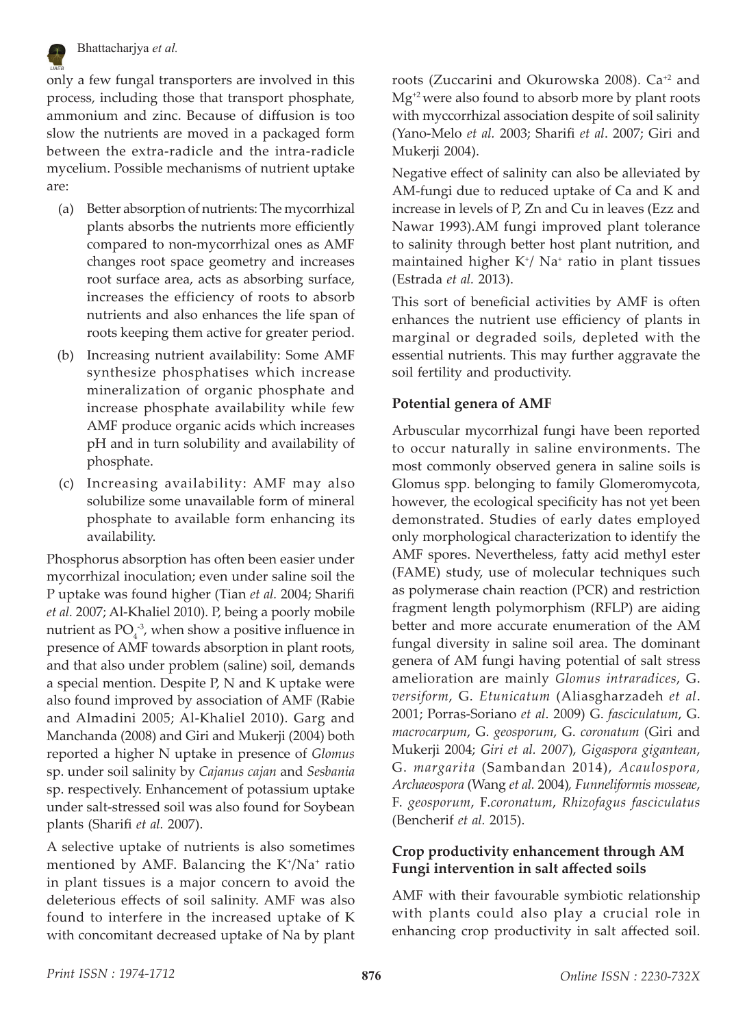only a few fungal transporters are involved in this process, including those that transport phosphate, ammonium and zinc. Because of diffusion is too slow the nutrients are moved in a packaged form between the extra-radicle and the intra-radicle mycelium. Possible mechanisms of nutrient uptake are:

(a) Better absorption of nutrients: The mycorrhizal plants absorbs the nutrients more efficiently compared to non-mycorrhizal ones as AMF changes root space geometry and increases root surface area, acts as absorbing surface, increases the efficiency of roots to absorb nutrients and also enhances the life span of roots keeping them active for greater period.

(b) Increasing nutrient availability: Some AMF synthesize phosphatises which increase mineralization of organic phosphate and increase phosphate availability while few AMF produce organic acids which increases pH and in turn solubility and availability of phosphate.

(c) Increasing availability: AMF may also solubilize some unavailable form of mineral phosphate to available form enhancing its availability.

Phosphorus absorption has often been easier under mycorrhizal inoculation; even under saline soil the P uptake was found higher (Tian *et al.* 2004; Sharifi *et al.* 2007; Al-Khaliel 2010). P, being a poorly mobile nutrient as $PO_4^{-3}$, when show a positive influence in presence of AMF towards absorption in plant roots, and that also under problem (saline) soil, demands a special mention. Despite P, N and K uptake were also found improved by association of AMF (Rabie and Almadini 2005; Al-Khaliel 2010). Garg and Manchanda (2008) and Giri and Mukerji (2004) both reported a higher N uptake in presence of *Glomus* sp. under soil salinity by *Cajanus cajan* and *Sesbania* sp. respectively. Enhancement of potassium uptake under salt-stressed soil was also found for Soybean plants (Sharifi *et al.* 2007).

A selective uptake of nutrients is also sometimes mentioned by AMF. Balancing the $K^+/Na^+$ ratio in plant tissues is a major concern to avoid the deleterious effects of soil salinity. AMF was also found to interfere in the increased uptake of K with concomitant decreased uptake of Na by plant roots (Zuccarini and Okurowska 2008). $Ca^{+2}$ and $Mg^{+2}$ were also found to absorb more by plant roots with myccorrhizal association despite of soil salinity (Yano-Melo *et al.* 2003; Sharifi *et al*. 2007; Giri and Mukerji 2004).

Negative effect of salinity can also be alleviated by AM-fungi due to reduced uptake of Ca and K and increase in levels of P, Zn and Cu in leaves (Ezz and Nawar 1993).AM fungi improved plant tolerance to salinity through better host plant nutrition, and maintained higher $K^+/Na^+$ ratio in plant tissues (Estrada *et al.* 2013).

This sort of beneficial activities by AMF is often enhances the nutrient use efficiency of plants in marginal or degraded soils, depleted with the essential nutrients. This may further aggravate the soil fertility and productivity.

## Potential genera of AMF

Arbuscular mycorrhizal fungi have been reported to occur naturally in saline environments. The most commonly observed genera in saline soils is Glomus spp. belonging to family Glomeromycota, however, the ecological specificity has not yet been demonstrated. Studies of early dates employed only morphological characterization to identify the AMF spores. Nevertheless, fatty acid methyl ester (FAME) study, use of molecular techniques such as polymerase chain reaction (PCR) and restriction fragment length polymorphism (RFLP) are aiding better and more accurate enumeration of the AM fungal diversity in saline soil area. The dominant genera of AM fungi having potential of salt stress amelioration are mainly *Glomus intraradices*, G. *versiform*, G. *Etunicatum* (Aliasgharzadeh *et al.* 2001; Porras-Soriano *et al.* 2009) G. *fasciculatum*, G. *macrocarpum*, G. *geosporum*, G. *coronatum* (Giri and Mukerji 2004; *Giri et al. 2007*), *Gigaspora gigantean*, G. *margarita* (Sambandan 2014), *Acaulospora, Archaeospora* (Wang *et al.* 2004)*, Funneliformis mosseae*, F. *geosporum*, F.*coronatum*, *Rhizofagus fasciculatus* (Bencherif *et al.* 2015).

## Crop productivity enhancement through AM Fungi intervention in salt affected soils

AMF with their favourable symbiotic relationship with plants could also play a crucial role in enhancing crop productivity in salt affected soil.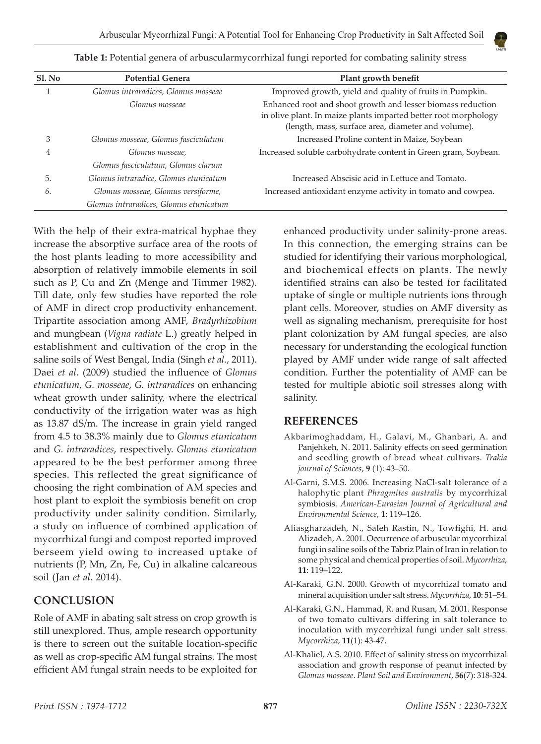**Table 1:** Potential genera of arbuscularmycorrhizal fungi reported for combating salinity stress

| Sl. No | Potential Genera | Plant growth benefit |
|---|---|---|
| 1 | *Glomus intraradices, Glomus mosseae* | Improved growth, yield and quality of fruits in Pumpkin. |
| | *Glomus mosseae* | Enhanced root and shoot growth and lesser biomass reduction in olive plant. In maize plants imparted better root morphology (length, mass, surface area, diameter and volume). |
| 3 | *Glomus mosseae, Glomus fasciculatum* | Increased Proline content in Maize, Soybean |
| 4 | *Glomus mosseae, Glomus fasciculatum, Glomus clarum* | Increased soluble carbohydrate content in Green gram, Soybean. |
| 5. | *Glomus intraradice, Glomus etunicatum* | Increased Abscisic acid in Lettuce and Tomato. |
| 6. | *Glomus mosseae, Glomus versiforme, Glomus intraradices, Glomus etunicatum* | Increased antioxidant enzyme activity in tomato and cowpea. |

With the help of their extra-matrical hyphae they increase the absorptive surface area of the roots of the host plants leading to more accessibility and absorption of relatively immobile elements in soil such as P, Cu and Zn (Menge and Timmer 1982). Till date, only few studies have reported the role of AMF in direct crop productivity enhancement. Tripartite association among AMF, *Bradyrhizobium* and mungbean (*Vigna radiate* L.) greatly helped in establishment and cultivation of the crop in the saline soils of West Bengal, India (Singh *et al.*, 2011). Daei *et al.* (2009) studied the influence of *Glomus etunicatum*, *G. mosseae*, *G. intraradices* on enhancing wheat growth under salinity, where the electrical conductivity of the irrigation water was as high as 13.87 dS/m. The increase in grain yield ranged from 4.5 to 38.3% mainly due to *Glomus etunicatum* and *G. intraradices*, respectively. *Glomus etunicatum* appeared to be the best performer among three species. This reflected the great significance of choosing the right combination of AM species and host plant to exploit the symbiosis benefit on crop productivity under salinity condition. Similarly, a study on influence of combined application of mycorrhizal fungi and compost reported improved berseem yield owing to increased uptake of nutrients (P, Mn, Zn, Fe, Cu) in alkaline calcareous soil (Jan *et al.* 2014).

## CONCLUSION

Role of AMF in abating salt stress on crop growth is still unexplored. Thus, ample research opportunity is there to screen out the suitable location-specific as well as crop-specific AM fungal strains. The most efficient AM fungal strain needs to be exploited for enhanced productivity under salinity-prone areas. In this connection, the emerging strains can be studied for identifying their various morphological, and biochemical effects on plants. The newly identified strains can also be tested for facilitated uptake of single or multiple nutrients ions through plant cells. Moreover, studies on AMF diversity as well as signaling mechanism, prerequisite for host plant colonization by AM fungal species, are also necessary for understanding the ecological function played by AMF under wide range of salt affected condition. Further the potentiality of AMF can be tested for multiple abiotic soil stresses along with salinity.

## REFERENCES

Akbarimoghaddam, H., Galavi, M., Ghanbari, A. and Panjehkeh, N. 2011. Salinity effects on seed germination and seedling growth of bread wheat cultivars. *Trakia journal of Sciences*, **9** (1): 43–50.

Al-Garni, S.M.S. 2006. Increasing NaCl-salt tolerance of a halophytic plant *Phragmites australis* by mycorrhizal symbiosis. *American-Eurasian Journal of Agricultural and Environmental Science*, **1**: 119–126.

Aliasgharzadeh, N., Saleh Rastin, N., Towfighi, H. and Alizadeh, A. 2001. Occurrence of arbuscular mycorrhizal fungi in saline soils of the Tabriz Plain of Iran in relation to some physical and chemical properties of soil. *Mycorrhiza*, **11**: 119–122.

Al-Karaki, G.N. 2000. Growth of mycorrhizal tomato and mineral acquisition under salt stress. *Mycorrhiza*, **10**: 51–54.

Al-Karaki, G.N., Hammad, R. and Rusan, M. 2001. Response of two tomato cultivars differing in salt tolerance to inoculation with mycorrhizal fungi under salt stress. *Mycorrhiza*, **11**(1): 43-47.

Al-Khaliel, A.S. 2010. Effect of salinity stress on mycorrhizal association and growth response of peanut infected by *Glomus mosseae*. *Plant Soil and Environment*, **56**(7): 318-324.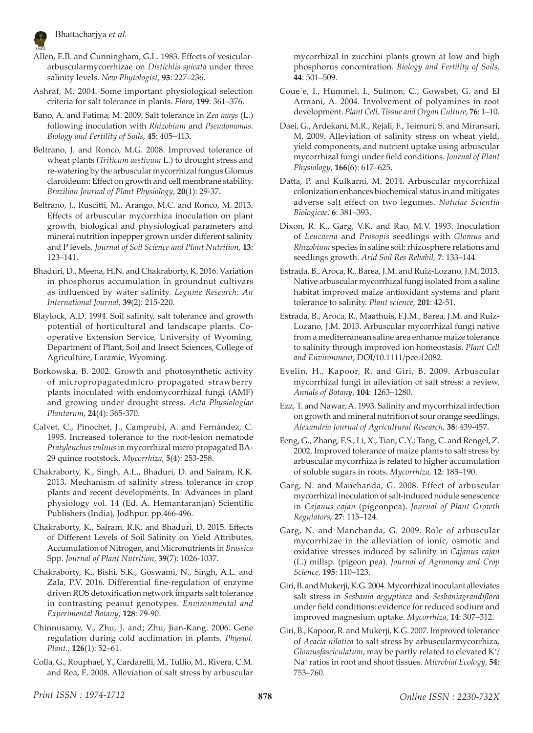Allen, E.B. and Cunningham, G.L. 1983. Effects of vesicular-arbuscularmycorrhizae on *Distichlis spicata* under three salinity levels. *New Phytologist*, **93**: 227–236.

Ashraf, M. 2004. Some important physiological selection criteria for salt tolerance in plants. *Flora*, **199**: 361–376.

Bano, A. and Fatima, M. 2009. Salt tolerance in *Zea mays* (L.) following inoculation with *Rhizobium* and *Pseudomonas*. *Biology and Fertility of Soils*, **45**: 405–413.

Beltrano, J. and Ronco, M.G. 2008. Improved tolerance of wheat plants (*Triticum aestivum* L.) to drought stress and re-watering by the arbuscular mycorrhizal fungus Glomus claroideum: Effect on growth and cell membrane stability. *Brazilian Journal of Plant Physiology*, **20**(1): 29-37.

Beltrano, J., Ruscitti, M., Arango, M.C. and Ronco, M. 2013. Effects of arbuscular mycorrhiza inoculation on plant growth, biological and physiological parameters and mineral nutrition inpepper grown under different salinity and P levels. *Journal of Soil Science and Plant Nutrition*, **13**: 123–141.

Bhaduri, D., Meena, H.N. and Chakraborty, K. 2016. Variation in phosphorus accumulation in groundnut cultivars as influenced by water salinity. *Legume Research: An International Journal*, **39**(2): 215-220.

Blaylock, A.D. 1994. Soil salinity, salt tolerance and growth potential of horticultural and landscape plants. Co-operative Extension Service, University of Wyoming, Department of Plant, Soil and Insect Sciences, College of Agriculture, Laramie, Wyoming.

Borkowska, B. 2002. Growth and photosynthetic activity of micropropagatedmicro propagated strawberry plants inoculated with endomycorrhizal fungi (AMF) and growing under drought stress. *Acta Physiologiae Plantarum*, **24**(4): 365-370.

Calvet, C., Pinochet, J., Camprubí, A. and Fernández, C. 1995. Increased tolerance to the root-lesion nematode *Pratylenchus vulnus* in mycorrhizal micro propagated BA-29 quince rootstock. *Mycorrhiza*, **5**(4): 253-258.

Chakraborty, K., Singh, A.L., Bhaduri, D. and Sairam, R.K. 2013. Mechanism of salinity stress tolerance in crop plants and recent developments. In: Advances in plant physiology vol. 14 (Ed. A. Hemantaranjan) Scientific Publishers (India), Jodhpur. pp.466-496.

Chakraborty, K., Sairam, R.K. and Bhaduri, D. 2015. Effects of Different Levels of Soil Salinity on Yield Attributes, Accumulation of Nitrogen, and Micronutrients in *Brassica* Spp. *Journal of Plant Nutrition*, **39**(7): 1026-1037.

Chakraborty, K., Bishi, S.K., Goswami, N., Singh, A.L. and Zala, P.V. 2016. Differential fine-regulation of enzyme driven ROS detoxification network imparts salt tolerance in contrasting peanut genotypes. *Environmental and Experimental Botany*, **128**: 79-90.

Chinnusamy, V., Zhu, J. and; Zhu, Jian-Kang. 2006. Gene regulation during cold acclimation in plants. *Physiol. Plant.*, **126**(1): 52–61.

Colla, G., Rouphael, Y., Cardarelli, M., Tullio, M., Rivera, C.M. and Rea, E. 2008. Alleviation of salt stress by arbuscular mycorrhizal in zucchini plants grown at low and high phosphorus concentration. *Biology and Fertility of Soils*, **44**: 501–509.

Coue´e, I., Hummel, I., Sulmon, C., Gowsbet, G. and El Armani, A. 2004. Involvement of polyamines in root development. *Plant Cell, Tissue and Organ Culture*, **76**: 1–10.

Daei, G., Ardekani, M.R., Rejali, F., Teimuri, S. and Miransari, M. 2009. Alleviation of salinity stress on wheat yield, yield components, and nutrient uptake using arbuscular mycorrhizal fungi under field conditions. *Journal of Plant Physiology*, **166**(6): 617–625.

Datta, P. and Kulkarni, M. 2014. Arbuscular mycorrhizal colonization enhances biochemical status in and mitigates adverse salt effect on two legumes. *Notulae Scientia Biologicae*. **6**: 381–393.

Dixon, R. K., Garg, V.K. and Rao, M.V. 1993. Inoculation of *Leucaena* and *Prosopis* seedlings with *Glomus* and *Rhizobium* species in saline soil: rhizosphere relations and seedlings growth. *Arid Soil Res Rehabil*, **7**: 133–144.

Estrada, B., Aroca, R., Barea, J.M. and Ruiz-Lozano, J.M. 2013. Native arbuscular mycorrhizal fungi isolated from a saline habitat improved maize antioxidant systems and plant tolerance to salinity. *Plant science*, **201**: 42-51.

Estrada, B., Aroca, R., Maathuis, F.J.M., Barea, J.M. and Ruiz-Lozano, J.M. 2013. Arbuscular mycorrhizal fungi native from a mediterranean saline area enhance maize tolerance to salinity through improved ion homeostasis. *Plant Cell and Environment*, DOI/10.1111/pce.12082.

Evelin, H., Kapoor, R. and Giri, B. 2009. Arbuscular mycorrhizal fungi in alleviation of salt stress: a review. *Annals of Botany*, **104**: 1263–1280.

Ezz, T. and Nawar, A. 1993. Salinity and mycorrhizal infection on growth and mineral nutrition of sour orange seedlings. *Alexandria Journal of Agricultural Research*, **38**: 439-457.

Feng, G., Zhang, F.S., Li, X., Tian, C.Y.; Tang, C. and Rengel, Z. 2002. Improved tolerance of maize plants to salt stress by arbuscular mycorrhiza is related to higher accumulation of soluble sugars in roots. *Mycorrhiza*, **12**: 185–190.

Garg, N. and Manchanda, G. 2008. Effect of arbuscular mycorrhizal inoculation of salt-induced nodule senescence in *Cajanus cajan* (pigeonpea). *Journal of Plant Growth Regulators*, **27**: 115–124.

Garg, N. and Manchanda, G. 2009. Role of arbuscular mycorrhizae in the alleviation of ionic, osmotic and oxidative stresses induced by salinity in *Cajanus cajan* (L.) millsp. (pigeon pea). *Journal of Agronomy and Crop Science*, **195**: 110–123.

Giri, B. and Mukerji, K.G. 2004. Mycorrhizal inoculant alleviates salt stress in *Sesbania aegyptiaca* and *Sesbaniagrandiflora* under field conditions: evidence for reduced sodium and improved magnesium uptake. *Mycorrhiza*, **14**: 307–312.

Giri, B., Kapoor, R. and Mukerji, K.G. 2007. Improved tolerance of *Acacia nilotica* to salt stress by arbuscularmycorrhiza, *Glomusfasciculatum*, may be partly related to elevated $K^+$/ $Na^+$ ratios in root and shoot tissues. *Microbial Ecology*, **54**: 753–760.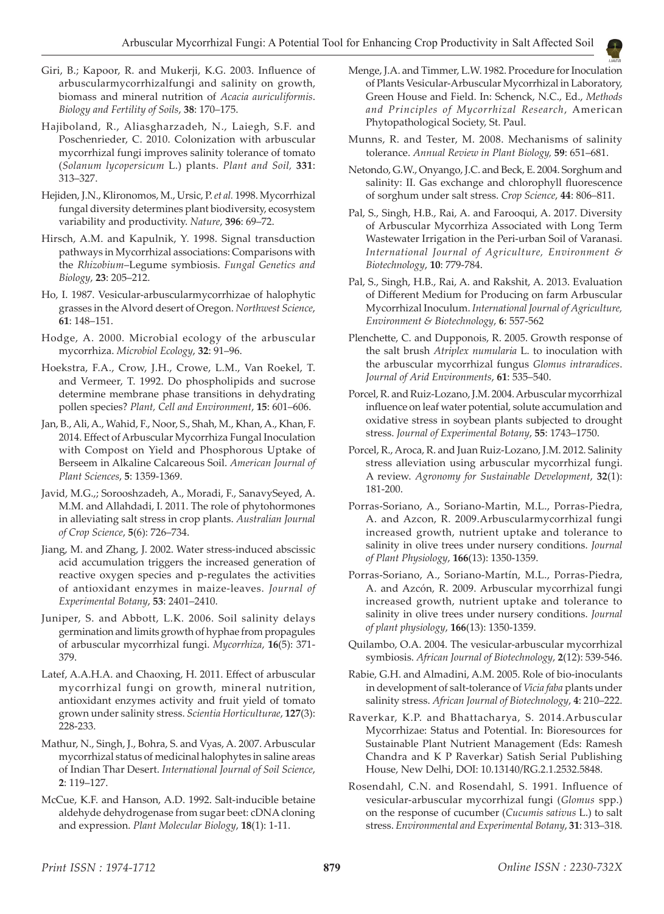Giri, B.; Kapoor, R. and Mukerji, K.G. 2003. Influence of arbuscularmycorrhizalfungi and salinity on growth, biomass and mineral nutrition of *Acacia auriculiformis*. *Biology and Fertility of Soils*, **38**: 170–175.

Hajiboland, R., Aliasgharzadeh, N., Laiegh, S.F. and Poschenrieder, C. 2010. Colonization with arbuscular mycorrhizal fungi improves salinity tolerance of tomato (*Solanum lycopersicum* L.) plants. *Plant and Soil*, **331**: 313–327.

Hejiden, J.N., Klironomos, M., Ursic, P. *et al.* 1998. Mycorrhizal fungal diversity determines plant biodiversity, ecosystem variability and productivity. *Nature*, **396**: 69–72.

Hirsch, A.M. and Kapulnik, Y. 1998. Signal transduction pathways in Mycorrhizal associations: Comparisons with the *Rhizobium*–Legume symbiosis. *Fungal Genetics and Biology*, **23**: 205–212.

Ho, I. 1987. Vesicular-arbuscularmycorrhizae of halophytic grasses in the Alvord desert of Oregon. *Northwest Science*, **61**: 148–151.

Hodge, A. 2000. Microbial ecology of the arbuscular mycorrhiza. *Microbiol Ecology*, **32**: 91–96.

Hoekstra, F.A., Crow, J.H., Crowe, L.M., Van Roekel, T. and Vermeer, T. 1992. Do phospholipids and sucrose determine membrane phase transitions in dehydrating pollen species? *Plant, Cell and Environment*, **15**: 601–606.

Jan, B., Ali, A., Wahid, F., Noor, S., Shah, M., Khan, A., Khan, F. 2014. Effect of Arbuscular Mycorrhiza Fungal Inoculation with Compost on Yield and Phosphorous Uptake of Berseem in Alkaline Calcareous Soil. *American Journal of Plant Sciences*, **5**: 1359-1369.

Javid, M.G.,; Sorooshzadeh, A., Moradi, F., SanavySeyed, A. M.M. and Allahdadi, I. 2011. The role of phytohormones in alleviating salt stress in crop plants. *Australian Journal of Crop Science*, **5**(6): 726–734.

Jiang, M. and Zhang, J. 2002. Water stress-induced abscissic acid accumulation triggers the increased generation of reactive oxygen species and p-regulates the activities of antioxidant enzymes in maize-leaves. *Journal of Experimental Botany*, **53**: 2401–2410.

Juniper, S. and Abbott, L.K. 2006. Soil salinity delays germination and limits growth of hyphae from propagules of arbuscular mycorrhizal fungi. *Mycorrhiza*, **16**(5): 371-379.

Latef, A.A.H.A. and Chaoxing, H. 2011. Effect of arbuscular mycorrhizal fungi on growth, mineral nutrition, antioxidant enzymes activity and fruit yield of tomato grown under salinity stress. *Scientia Horticulturae*, **127**(3): 228-233.

Mathur, N., Singh, J., Bohra, S. and Vyas, A. 2007. Arbuscular mycorrhizal status of medicinal halophytes in saline areas of Indian Thar Desert. *International Journal of Soil Science*, **2**: 119–127.

McCue, K.F. and Hanson, A.D. 1992. Salt-inducible betaine aldehyde dehydrogenase from sugar beet: cDNA cloning and expression. *Plant Molecular Biology*, **18**(1): 1-11.

Menge, J.A. and Timmer, L.W. 1982. Procedure for Inoculation of Plants Vesicular-Arbuscular Mycorrhizal in Laboratory, Green House and Field. In: Schenck, N.C., Ed., *Methods and Principles of Mycorrhizal Research*, American Phytopathological Society, St. Paul.

Munns, R. and Tester, M. 2008. Mechanisms of salinity tolerance. *Annual Review in Plant Biology,* **59**: 651–681.

Netondo, G.W., Onyango, J.C. and Beck, E. 2004. Sorghum and salinity: II. Gas exchange and chlorophyll fluorescence of sorghum under salt stress. *Crop Science*, **44**: 806–811.

Pal, S., Singh, H.B., Rai, A. and Farooqui, A. 2017. Diversity of Arbuscular Mycorrhiza Associated with Long Term Wastewater Irrigation in the Peri-urban Soil of Varanasi. *International Journal of Agriculture, Environment & Biotechnology*, **10**: 779-784.

Pal, S., Singh, H.B., Rai, A. and Rakshit, A. 2013. Evaluation of Different Medium for Producing on farm Arbuscular Mycorrhizal Inoculum. *International Journal of Agriculture, Environment & Biotechnology*, **6**: 557-562

Plenchette, C. and Dupponois, R. 2005. Growth response of the salt brush *Atriplex numularia* L. to inoculation with the arbuscular mycorrhizal fungus *Glomus intraradices*. *Journal of Arid Environments*, **61**: 535–540.

Porcel, R. and Ruiz-Lozano, J.M. 2004. Arbuscular mycorrhizal influence on leaf water potential, solute accumulation and oxidative stress in soybean plants subjected to drought stress. *Journal of Experimental Botany*, **55**: 1743–1750.

Porcel, R., Aroca, R. and Juan Ruiz-Lozano, J.M. 2012. Salinity stress alleviation using arbuscular mycorrhizal fungi. A review. *Agronomy for Sustainable Development*, **32**(1): 181-200.

Porras-Soriano, A., Soriano-Martin, M.L., Porras-Piedra, A. and Azcon, R. 2009.Arbuscularmycorrhizal fungi increased growth, nutrient uptake and tolerance to salinity in olive trees under nursery conditions. *Journal of Plant Physiology*, **166**(13): 1350-1359.

Porras-Soriano, A., Soriano-Martín, M.L., Porras-Piedra, A. and Azcón, R. 2009. Arbuscular mycorrhizal fungi increased growth, nutrient uptake and tolerance to salinity in olive trees under nursery conditions. *Journal of plant physiology*, **166**(13): 1350-1359.

Quilambo, O.A. 2004. The vesicular-arbuscular mycorrhizal symbiosis. *African Journal of Biotechnology*, **2**(12): 539-546.

Rabie, G.H. and Almadini, A.M. 2005. Role of bio-inoculants in development of salt-tolerance of *Vicia faba* plants under salinity stress. *African Journal of Biotechnology*, **4**: 210–222.

Raverkar, K.P. and Bhattacharya, S. 2014.Arbuscular Mycorrhizae: Status and Potential. In: Bioresources for Sustainable Plant Nutrient Management (Eds: Ramesh Chandra and K P Raverkar) Satish Serial Publishing House, New Delhi, DOI: 10.13140/RG.2.1.2532.5848.

Rosendahl, C.N. and Rosendahl, S. 1991. Influence of vesicular-arbuscular mycorrhizal fungi (*Glomus* spp.) on the response of cucumber (*Cucumis sativus* L.) to salt stress. *Environmental and Experimental Botany*, **31**: 313–318.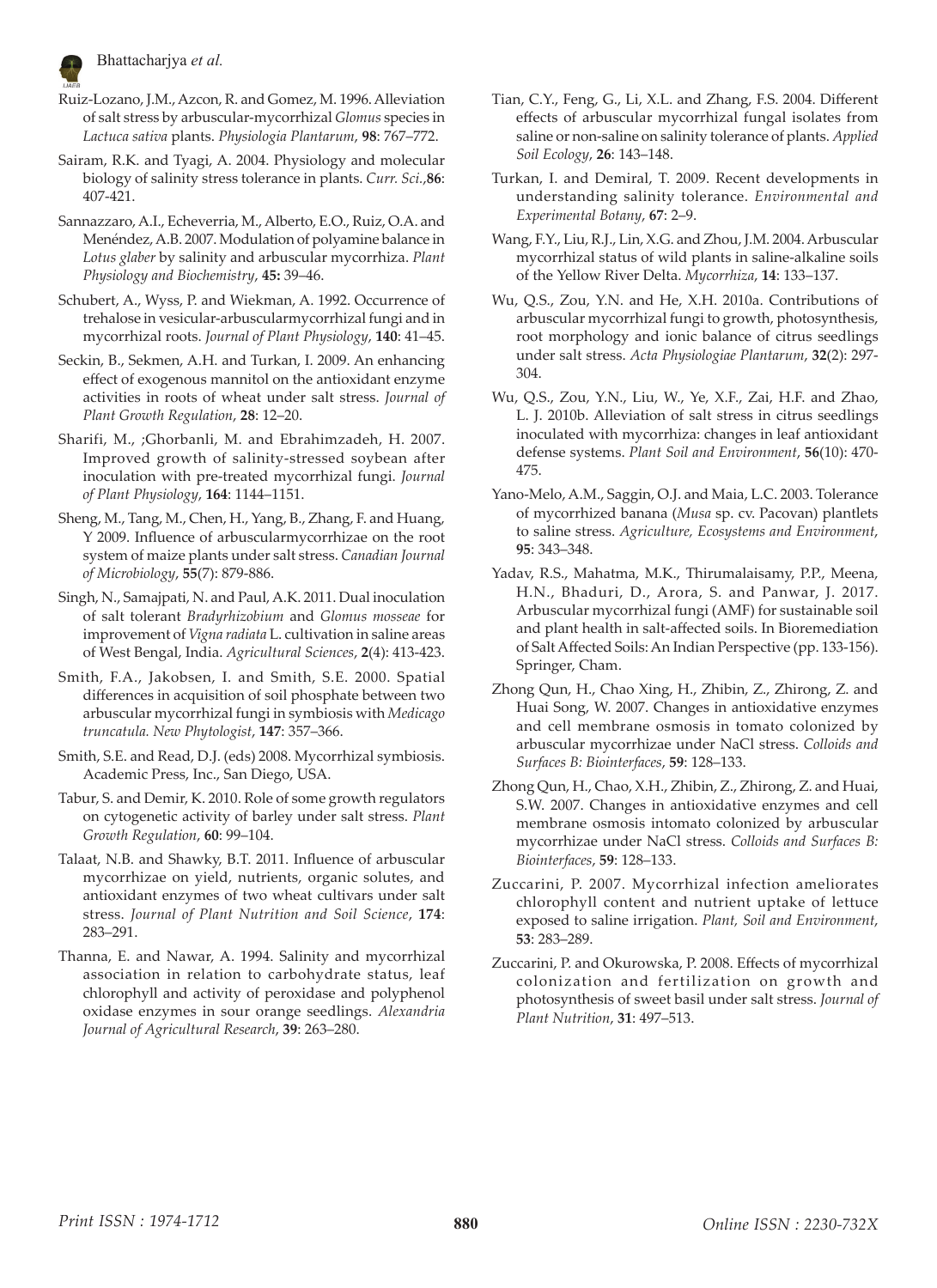Ruiz-Lozano, J.M., Azcon, R. and Gomez, M. 1996. Alleviation of salt stress by arbuscular-mycorrhizal *Glomus* species in *Lactuca sativa* plants. *Physiologia Plantarum*, **98**: 767–772.

Sairam, R.K. and Tyagi, A. 2004. Physiology and molecular biology of salinity stress tolerance in plants. *Curr. Sci.*,**86**: 407-421.

Sannazzaro, A.I., Echeverria, M., Alberto, E.O., Ruiz, O.A. and Menéndez, A.B. 2007. Modulation of polyamine balance in *Lotus glaber* by salinity and arbuscular mycorrhiza. *Plant Physiology and Biochemistry*, **45:** 39–46.

Schubert, A., Wyss, P. and Wiekman, A. 1992. Occurrence of trehalose in vesicular-arbuscularmycorrhizal fungi and in mycorrhizal roots. *Journal of Plant Physiology*, **140**: 41–45.

Seckin, B., Sekmen, A.H. and Turkan, I. 2009. An enhancing effect of exogenous mannitol on the antioxidant enzyme activities in roots of wheat under salt stress. *Journal of Plant Growth Regulation*, **28**: 12–20.

Sharifi, M., ;Ghorbanli, M. and Ebrahimzadeh, H. 2007. Improved growth of salinity-stressed soybean after inoculation with pre-treated mycorrhizal fungi. *Journal of Plant Physiology*, **164**: 1144–1151.

Sheng, M., Tang, M., Chen, H., Yang, B., Zhang, F. and Huang, Y 2009. Influence of arbuscularmycorrhizae on the root system of maize plants under salt stress. *Canadian Journal of Microbiology*, **55**(7): 879-886.

Singh, N., Samajpati, N. and Paul, A.K. 2011. Dual inoculation of salt tolerant *Bradyrhizobium* and *Glomus mosseae* for improvement of *Vigna radiata* L. cultivation in saline areas of West Bengal, India. *Agricultural Sciences*, **2**(4): 413-423.

Smith, F.A., Jakobsen, I. and Smith, S.E. 2000. Spatial differences in acquisition of soil phosphate between two arbuscular mycorrhizal fungi in symbiosis with *Medicago truncatula. New Phytologist*, **147**: 357–366.

Smith, S.E. and Read, D.J. (eds) 2008. Mycorrhizal symbiosis. Academic Press, Inc., San Diego, USA.

Tabur, S. and Demir, K. 2010. Role of some growth regulators on cytogenetic activity of barley under salt stress. *Plant Growth Regulation*, **60**: 99–104.

Talaat, N.B. and Shawky, B.T. 2011. Influence of arbuscular mycorrhizae on yield, nutrients, organic solutes, and antioxidant enzymes of two wheat cultivars under salt stress. *Journal of Plant Nutrition and Soil Science*, **174**: 283–291.

Thanna, E. and Nawar, A. 1994. Salinity and mycorrhizal association in relation to carbohydrate status, leaf chlorophyll and activity of peroxidase and polyphenol oxidase enzymes in sour orange seedlings. *Alexandria Journal of Agricultural Research*, **39**: 263–280.

Tian, C.Y., Feng, G., Li, X.L. and Zhang, F.S. 2004. Different effects of arbuscular mycorrhizal fungal isolates from saline or non-saline on salinity tolerance of plants. *Applied Soil Ecology*, **26**: 143–148.

Turkan, I. and Demiral, T. 2009. Recent developments in understanding salinity tolerance. *Environmental and Experimental Botany*, **67**: 2–9.

Wang, F.Y., Liu, R.J., Lin, X.G. and Zhou, J.M. 2004. Arbuscular mycorrhizal status of wild plants in saline-alkaline soils of the Yellow River Delta. *Mycorrhiza*, **14**: 133–137.

Wu, Q.S., Zou, Y.N. and He, X.H. 2010a. Contributions of arbuscular mycorrhizal fungi to growth, photosynthesis, root morphology and ionic balance of citrus seedlings under salt stress. *Acta Physiologiae Plantarum*, **32**(2): 297-304.

Wu, Q.S., Zou, Y.N., Liu, W., Ye, X.F., Zai, H.F. and Zhao, L. J. 2010b. Alleviation of salt stress in citrus seedlings inoculated with mycorrhiza: changes in leaf antioxidant defense systems. *Plant Soil and Environment*, **56**(10): 470-475.

Yano-Melo, A.M., Saggin, O.J. and Maia, L.C. 2003. Tolerance of mycorrhized banana (*Musa* sp. cv. Pacovan) plantlets to saline stress. *Agriculture, Ecosystems and Environment*, **95**: 343–348.

Yadav, R.S., Mahatma, M.K., Thirumalaisamy, P.P., Meena, H.N., Bhaduri, D., Arora, S. and Panwar, J. 2017. Arbuscular mycorrhizal fungi (AMF) for sustainable soil and plant health in salt-affected soils. In Bioremediation of Salt Affected Soils: An Indian Perspective (pp. 133-156). Springer, Cham.

Zhong Qun, H., Chao Xing, H., Zhibin, Z., Zhirong, Z. and Huai Song, W. 2007. Changes in antioxidative enzymes and cell membrane osmosis in tomato colonized by arbuscular mycorrhizae under NaCl stress. *Colloids and Surfaces B: Biointerfaces*, **59**: 128–133.

Zhong Qun, H., Chao, X.H., Zhibin, Z., Zhirong, Z. and Huai, S.W. 2007. Changes in antioxidative enzymes and cell membrane osmosis intomato colonized by arbuscular mycorrhizae under NaCl stress. *Colloids and Surfaces B: Biointerfaces*, **59**: 128–133.

Zuccarini, P. 2007. Mycorrhizal infection ameliorates chlorophyll content and nutrient uptake of lettuce exposed to saline irrigation. *Plant, Soil and Environment*, **53**: 283–289.

Zuccarini, P. and Okurowska, P. 2008. Effects of mycorrhizal colonization and fertilization on growth and photosynthesis of sweet basil under salt stress. *Journal of Plant Nutrition*, **31**: 497–513.